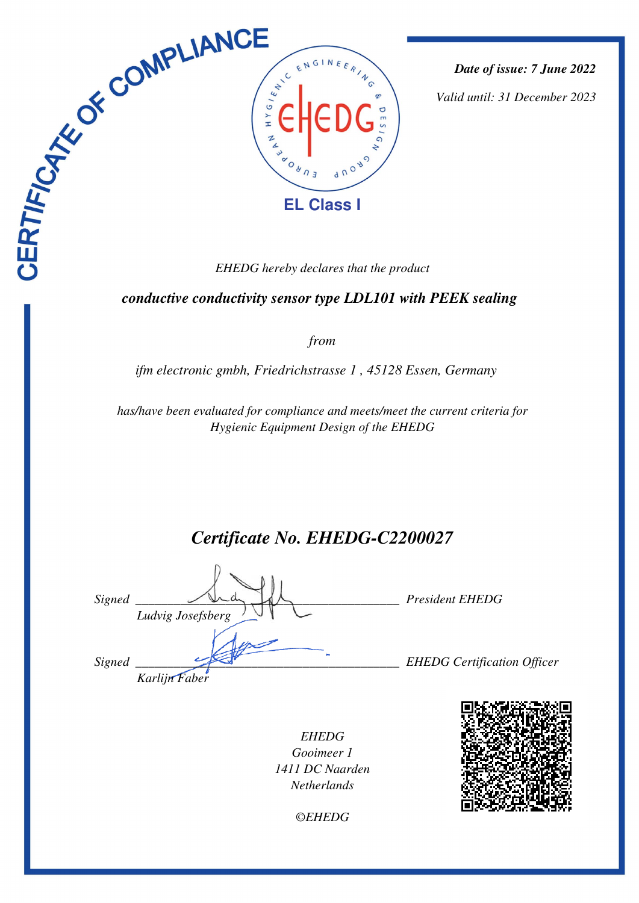# CERTIFICATE OF COMPLIANCE

EHEDG – EUROPEAN HYGIENIC ENGINEERING & DESIGN GROUP

**EL Class I**

***Date of issue: 7 June 2022***

*Valid until: 31 December 2023*

*EHEDG hereby declares that the product*

***conductive conductivity sensor type LDL101 with PEEK sealing***

*from*

*ifm electronic gmbh, Friedrichstrasse 1 , 45128 Essen, Germany*

*has/have been evaluated for compliance and meets/meet the current criteria for Hygienic Equipment Design of the EHEDG*

## *Certificate No. EHEDG-C2200027*

*Signed* ______________________________ *President EHEDG*
*Ludvig Josefsberg*

*Signed* ______________________________ *EHEDG Certification Officer*
*Karlijn Faber*

*EHEDG*
*Gooimeer 1*
*1411 DC Naarden*
*Netherlands*

*©EHEDG*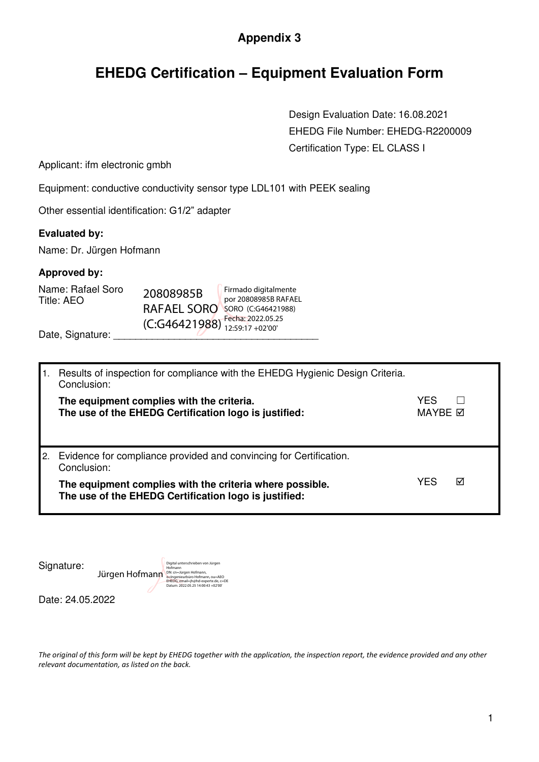**Appendix 3**

# EHEDG Certification – Equipment Evaluation Form

Design Evaluation Date: 16.08.2021

EHEDG File Number: EHEDG-R2200009

Certification Type: EL CLASS I

Applicant: ifm electronic gmbh

Equipment: conductive conductivity sensor type LDL101 with PEEK sealing

Other essential identification: G1/2" adapter

**Evaluated by:**

Name: Dr. Jürgen Hofmann

**Approved by:**

Name: Rafael Soro
Title: AEO

20808985B RAFAEL SORO (C:G46421988) Firmado digitalmente por 20808985B RAFAEL SORO (C:G46421988) Fecha: 2022.05.25 12:59:17 +02'00'

Date, Signature: ______________________________________

| | | |
|---|---|---|
| 1. | Results of inspection for compliance with the EHEDG Hygienic Design Criteria. Conclusion: **The equipment complies with the criteria. The use of the EHEDG Certification logo is justified:** | YES ☐ MAYBE ☑ |
| 2. | Evidence for compliance provided and convincing for Certification. Conclusion: **The equipment complies with the criteria where possible. The use of the EHEDG Certification logo is justified:** | YES ☑ |

Signature: Jürgen Hofmann Digital unterschrieben von Jürgen Hofmann DN: cn=Jürgen Hofmann, o=Ingenieurbüro Hofmann, ou=AEO EHEDG, email=jh@hd-experte.de, c=DE Datum: 2022.05.25 14:00:43 +02'00'

Date: 24.05.2022

*The original of this form will be kept by EHEDG together with the application, the inspection report, the evidence provided and any other relevant documentation, as listed on the back.*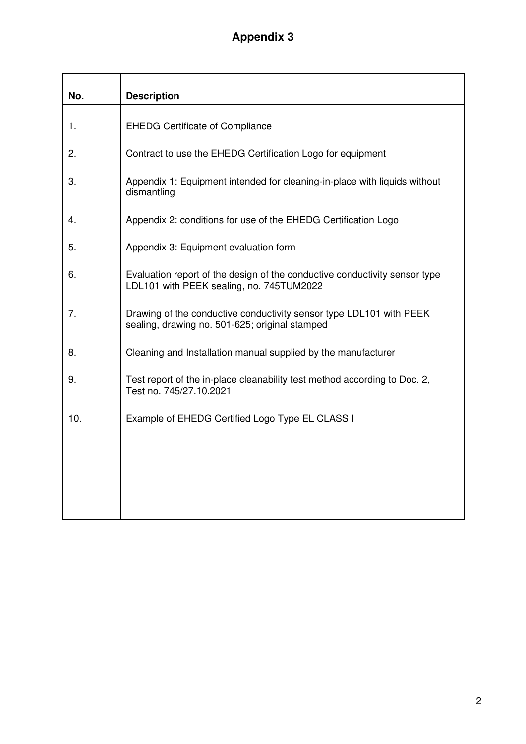# Appendix 3

| No. | Description |
| --- | --- |
| 1. | EHEDG Certificate of Compliance |
| 2. | Contract to use the EHEDG Certification Logo for equipment |
| 3. | Appendix 1: Equipment intended for cleaning-in-place with liquids without dismantling |
| 4. | Appendix 2: conditions for use of the EHEDG Certification Logo |
| 5. | Appendix 3: Equipment evaluation form |
| 6. | Evaluation report of the design of the conductive conductivity sensor type LDL101 with PEEK sealing, no. 745TUM2022 |
| 7. | Drawing of the conductive conductivity sensor type LDL101 with PEEK sealing, drawing no. 501-625; original stamped |
| 8. | Cleaning and Installation manual supplied by the manufacturer |
| 9. | Test report of the in-place cleanability test method according to Doc. 2, Test no. 745/27.10.2021 |
| 10. | Example of EHEDG Certified Logo Type EL CLASS I |